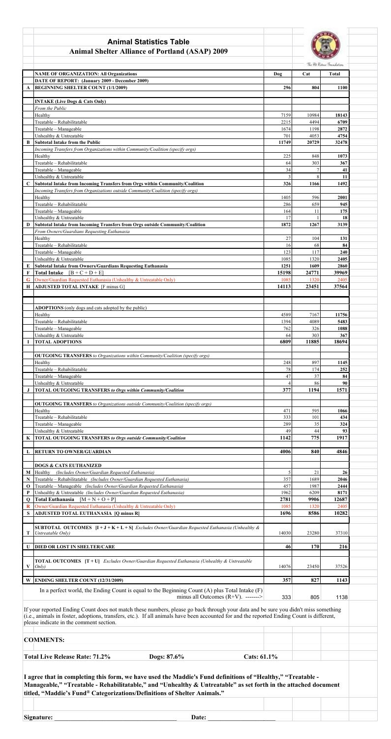# Animal Statistics Table

## Animal Shelter Alliance of Portland (ASAP) 2009

| | | Dog | Cat | Total |
|---|---|---|---|---|
| | **NAME OF ORGANIZATION: All Organizations** | | | |
| | **DATE OF REPORT: (January 2009 - December 2009)** | | | |
| **A** | **BEGINNING SHELTER COUNT (1/1/2009)** | **296** | **804** | **1100** |
| | | | | |
| | **INTAKE (Live Dogs & Cats Only)** | | | |
| | *From the Public* | | | |
| | Healthy | 7159 | 10984 | **18143** |
| | Treatable – Rehabilitatable | 2215 | 4494 | **6709** |
| | Treatable – Manageable | 1674 | 1198 | **2872** |
| | Unhealthy & Untreatable | 701 | 4053 | **4754** |
| **B** | **Subtotal Intake from the Public** | **11749** | **20729** | **32478** |
| | *Incoming Transfers from Organizations within Community/Coalition (specify orgs)* | | | |
| | Healthy | 225 | 848 | **1073** |
| | Treatable – Rehabilitatable | 64 | 303 | **367** |
| | Treatable – Manageable | 34 | 7 | **41** |
| | Unhealthy & Untreatable | 3 | 8 | **11** |
| **C** | **Subtotal Intake from Incoming Transfers from Orgs within Community/Coalition** | **326** | **1166** | **1492** |
| | *Incoming Transfers from Organizations outside Community/Coalition (specify orgs)* | | | |
| | Healthy | 1405 | 596 | **2001** |
| | Treatable – Rehabilitatable | 286 | 659 | **945** |
| | Treatable – Manageable | 164 | 11 | **175** |
| | Unhealthy & Untreatable | 17 | 1 | **18** |
| **D** | **Subtotal Intake from Incoming Transfers from Orgs outside Community/Coalition** | **1872** | **1267** | **3139** |
| | *From Owners/Guardians Requesting Euthanasia* | | | |
| | Healthy | 27 | 104 | **131** |
| | Treatable – Rehabilitatable | 16 | 68 | **84** |
| | Treatable – Manageable | 123 | 117 | **240** |
| | Unhealthy & Untreatable | 1085 | 1320 | **2405** |
| **E** | **Subtotal Intake from Owners/Guardians Requesting Euthanasia** | **1251** | **1609** | **2860** |
| **F** | **Total Intake** [B + C + D + E] | **15198** | **24771** | **39969** |
| **G** | Owner/Guardian Requested Euthanasia (Unhealthy & Untreatable Only) | 1085 | 1320 | 2405 |
| **H** | **ADJUSTED TOTAL INTAKE** [F minus G] | **14113** | **23451** | **37564** |
| | | | | |
| | **ADOPTIONS** (only dogs and cats adopted by the public) | | | |
| | Healthy | 4589 | 7167 | **11756** |
| | Treatable – Rehabilitatable | 1394 | 4089 | **5483** |
| | Treatable – Manageable | 762 | 326 | **1088** |
| | Unhealthy & Untreatable | 64 | 303 | **367** |
| **I** | **TOTAL ADOPTIONS** | **6809** | **11885** | **18694** |
| | | | | |
| | **OUTGOING TRANSFERS** *to Organizations within Community/Coalition (specify orgs)* | | | |
| | Healthy | 248 | 897 | **1145** |
| | Treatable – Rehabilitatable | 78 | 174 | **252** |
| | Treatable – Manageable | 47 | 37 | **84** |
| | Unhealthy & Untreatable | 4 | 86 | **90** |
| **J** | **TOTAL OUTGOING TRANSFERS** ***to Orgs within Community/Coalition*** | **377** | **1194** | **1571** |
| | | | | |
| | **OUTGOING TRANSFERS** *to Organizations outside Community/Coalition (specify orgs)* | | | |
| | Healthy | 471 | 595 | **1066** |
| | Treatable – Rehabilitatable | 333 | 101 | **434** |
| | Treatable – Manageable | 289 | 35 | **324** |
| | Unhealthy & Untreatable | 49 | 44 | **93** |
| **K** | **TOTAL OUTGOING TRANSFERS** ***to Orgs outside Community/Coalition*** | **1142** | **775** | **1917** |
| | | | | |
| **L** | **RETURN TO OWNER/GUARDIAN** | **4006** | **840** | **4846** |
| | | | | |
| | **DOGS & CATS EUTHANIZED** | | | |
| **M** | Healthy *(Includes Owner/Guardian Requested Euthanasia)* | 5 | 21 | **26** |
| **N** | Treatable – Rehabilitatable *(Includes Owner/Guardian Requested Euthanasia)* | 357 | 1689 | **2046** |
| **O** | Treatable – Manageable *(Includes Owner/Guardian Requested Euthanasia)* | 457 | 1987 | **2444** |
| **P** | Unhealthy & Untreatable *(Includes Owner/Guardian Requested Euthanasia)* | 1962 | 6209 | **8171** |
| **Q** | **Total Euthanasia** [M + N + O + P] | **2781** | **9906** | **12687** |
| **R** | Owner/Guardian Requested Euthanasia (Unhealthy & Untreatable Only) | 1085 | 1320 | 2405 |
| **S** | **ADJUSTED TOTAL EUTHANASIA [Q minus R]** | **1696** | **8586** | **10282** |
| | | | | |
| **T** | **SUBTOTAL OUTCOMES [I + J + K + L + S]** *Excludes Owner/Guardian Requested Euthanasia (Unhealthy & Untreatable Only)* | 14030 | 23280 | 37310 |
| | | | | |
| **U** | **DIED OR LOST IN SHELTER/CARE** | **46** | **170** | **216** |
| | | | | |
| **V** | **TOTAL OUTCOMES [T + U]** *Excludes Owner/Guardian Requested Euthanasia (Unhealthy & Untreatable Only)* | 14076 | 23450 | 37526 |
| | | | | |
| **W** | **ENDING SHELTER COUNT (12/31/2009)** | **357** | **827** | **1143** |
| | In a perfect world, the Ending Count is equal to the Beginning Count (A) plus Total Intake (F) minus all Outcomes (R+V). -------> | 333 | 805 | 1138 |

If your reported Ending Count does not match these numbers, please go back through your data and be sure you didn't miss something (i.e., animals in foster, adoptions, transfers, etc.). If all animals have been accounted for and the reported Ending Count is different, please indicate in the comment section.

**COMMENTS:**

**Total Live Release Rate: 71.2%** **Dogs: 87.6%** **Cats: 61.1%**

**I agree that in completing this form, we have used the Maddie's Fund definitions of "Healthy," "Treatable - Manageable," "Treatable - Rehabilitatable," and "Unhealthy & Untreatable" as set forth in the attached document titled, "Maddie's Fund® Categorizations/Definitions of Shelter Animals."**

**Signature:** ______________________ **Date:** ______________________